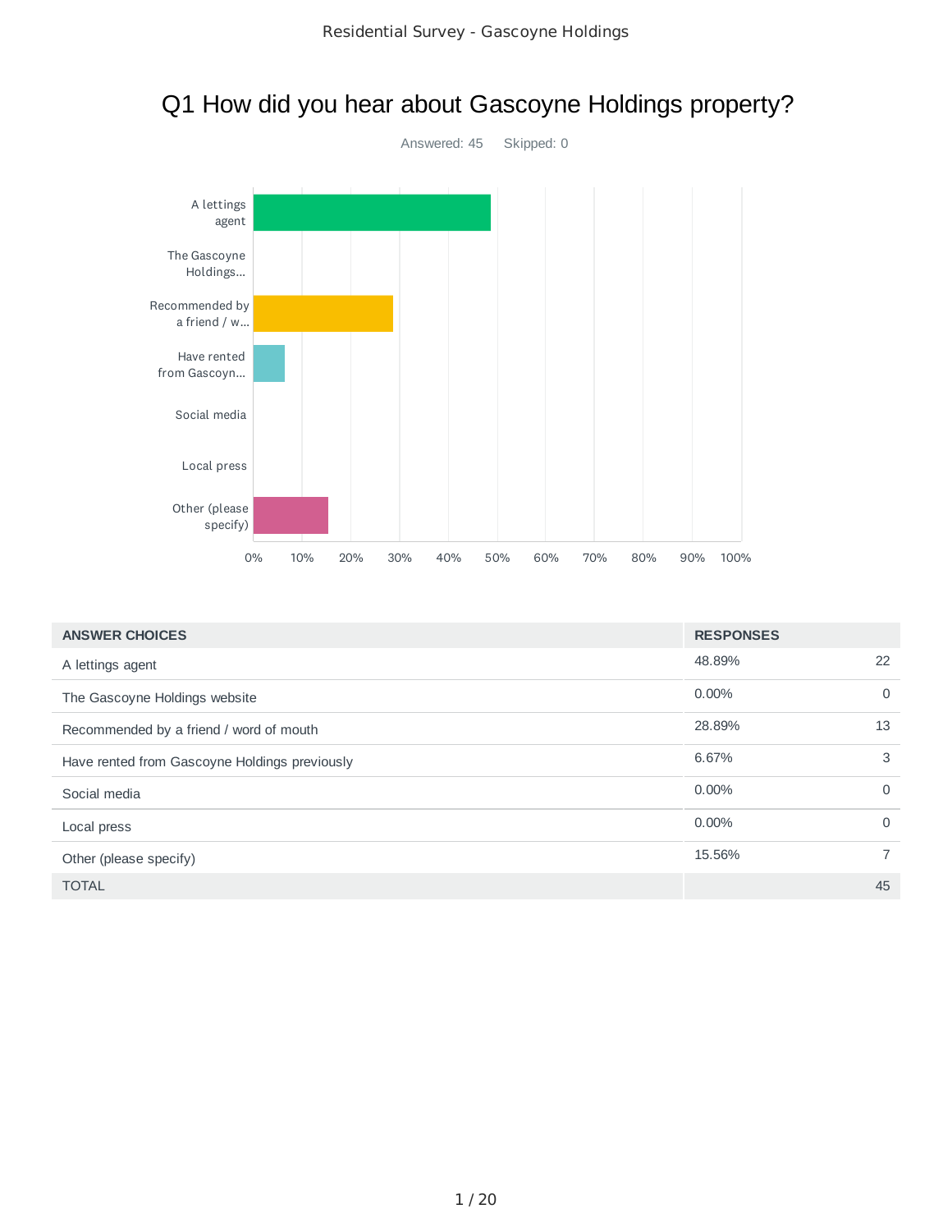# Q1 How did you hear about Gascoyne Holdings property?

Answered: 45 Skipped: 0

| ANSWER CHOICES | RESPONSES | |
|---|---|---|
| A lettings agent | 48.89% | 22 |
| The Gascoyne Holdings website | 0.00% | 0 |
| Recommended by a friend / word of mouth | 28.89% | 13 |
| Have rented from Gascoyne Holdings previously | 6.67% | 3 |
| Social media | 0.00% | 0 |
| Local press | 0.00% | 0 |
| Other (please specify) | 15.56% | 7 |
| TOTAL | | 45 |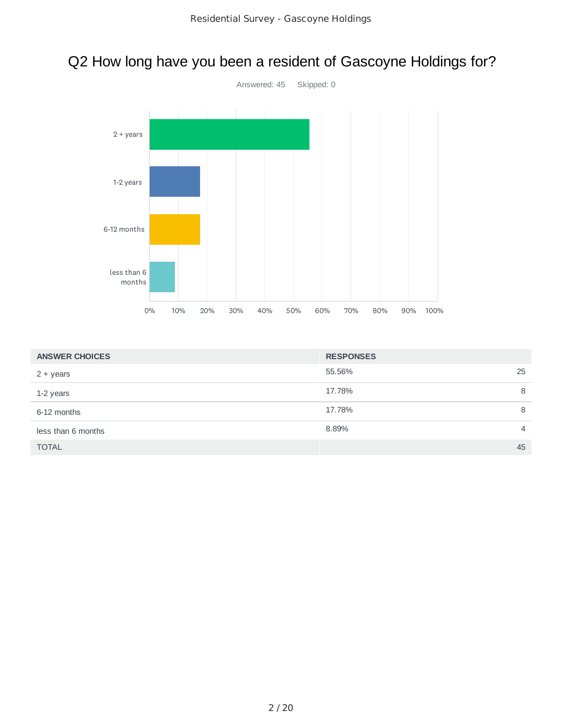# Q2 How long have you been a resident of Gascoyne Holdings for?

Answered: 45    Skipped: 0

| ANSWER CHOICES | RESPONSES | |
|---|---|---|
| 2 + years | 55.56% | 25 |
| 1-2 years | 17.78% | 8 |
| 6-12 months | 17.78% | 8 |
| less than 6 months | 8.89% | 4 |
| TOTAL | | 45 |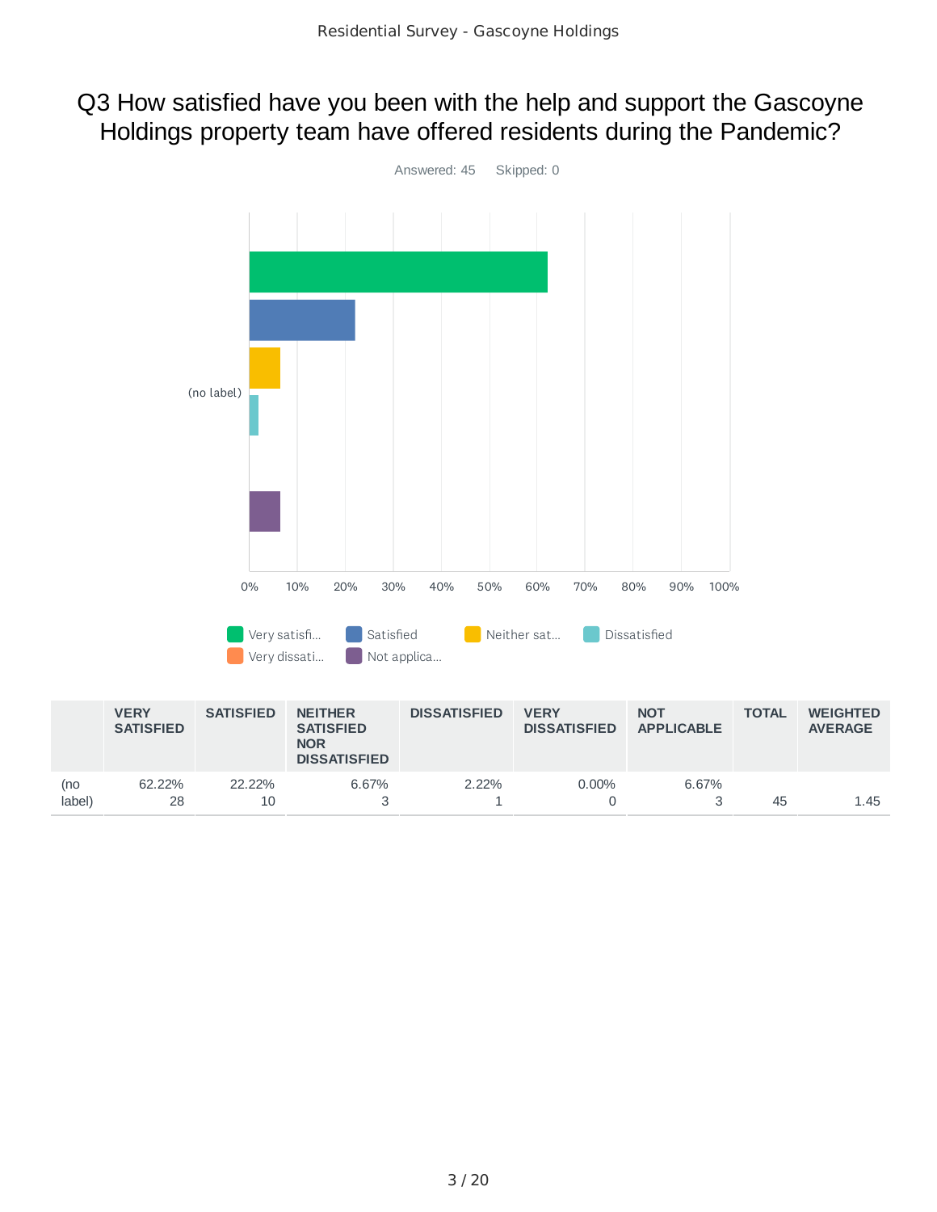# Q3 How satisfied have you been with the help and support the Gascoyne Holdings property team have offered residents during the Pandemic?

Answered: 45 Skipped: 0

(no label)

0% 10% 20% 30% 40% 50% 60% 70% 80% 90% 100%

Very satisfi... Satisfied Neither sat... Dissatisfied Very dissati... Not applica...

| | VERY SATISFIED | SATISFIED | NEITHER SATISFIED NOR DISSATISFIED | DISSATISFIED | VERY DISSATISFIED | NOT APPLICABLE | TOTAL | WEIGHTED AVERAGE |
|---|---|---|---|---|---|---|---|---|
| (no label) | 62.22% 28 | 22.22% 10 | 6.67% 3 | 2.22% 1 | 0.00% 0 | 6.67% 3 | 45 | 1.45 |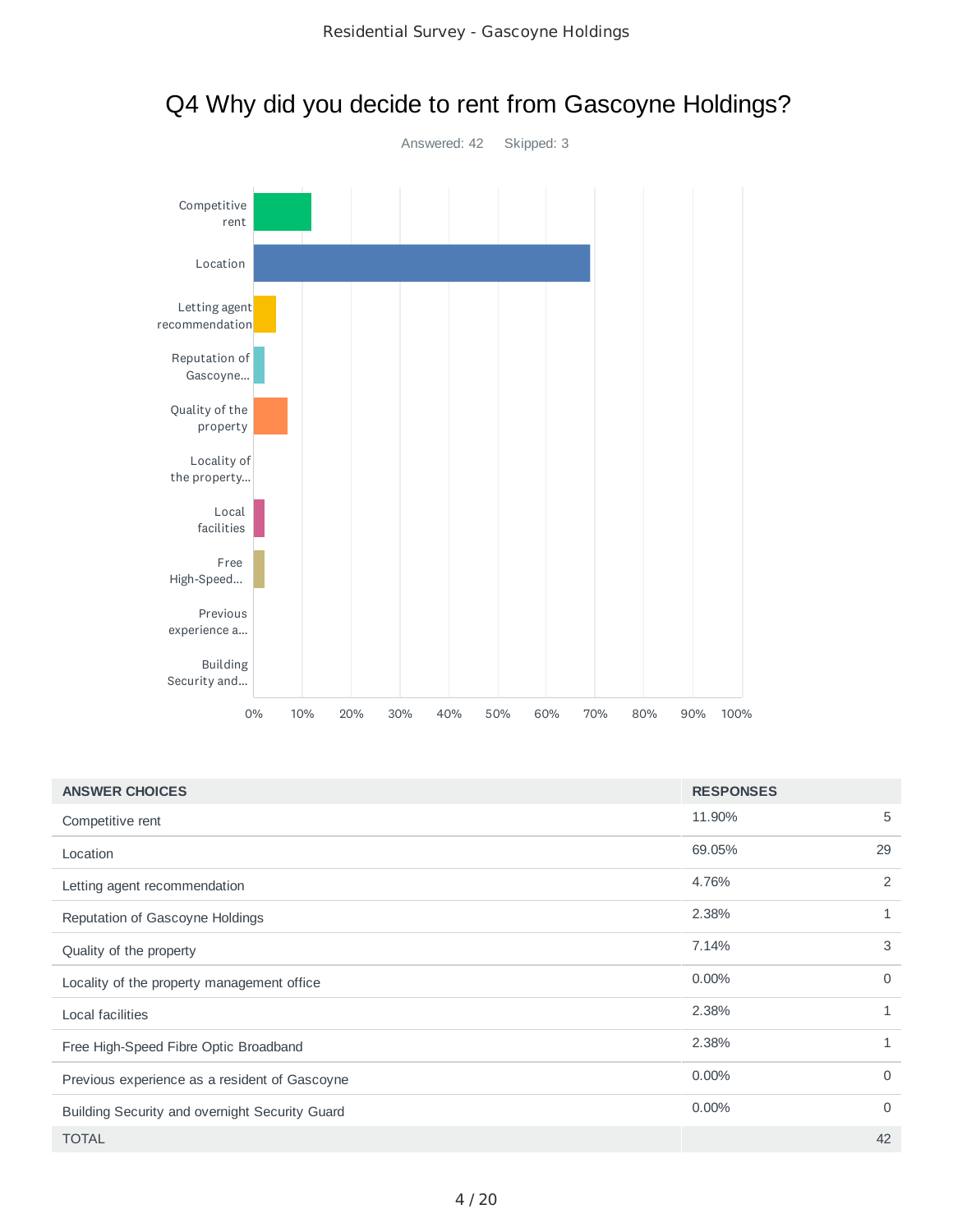# Q4 Why did you decide to rent from Gascoyne Holdings?

Answered: 42 Skipped: 3

| ANSWER CHOICES | RESPONSES | |
|---|---|---|
| Competitive rent | 11.90% | 5 |
| Location | 69.05% | 29 |
| Letting agent recommendation | 4.76% | 2 |
| Reputation of Gascoyne Holdings | 2.38% | 1 |
| Quality of the property | 7.14% | 3 |
| Locality of the property management office | 0.00% | 0 |
| Local facilities | 2.38% | 1 |
| Free High-Speed Fibre Optic Broadband | 2.38% | 1 |
| Previous experience as a resident of Gascoyne | 0.00% | 0 |
| Building Security and overnight Security Guard | 0.00% | 0 |
| TOTAL | | 42 |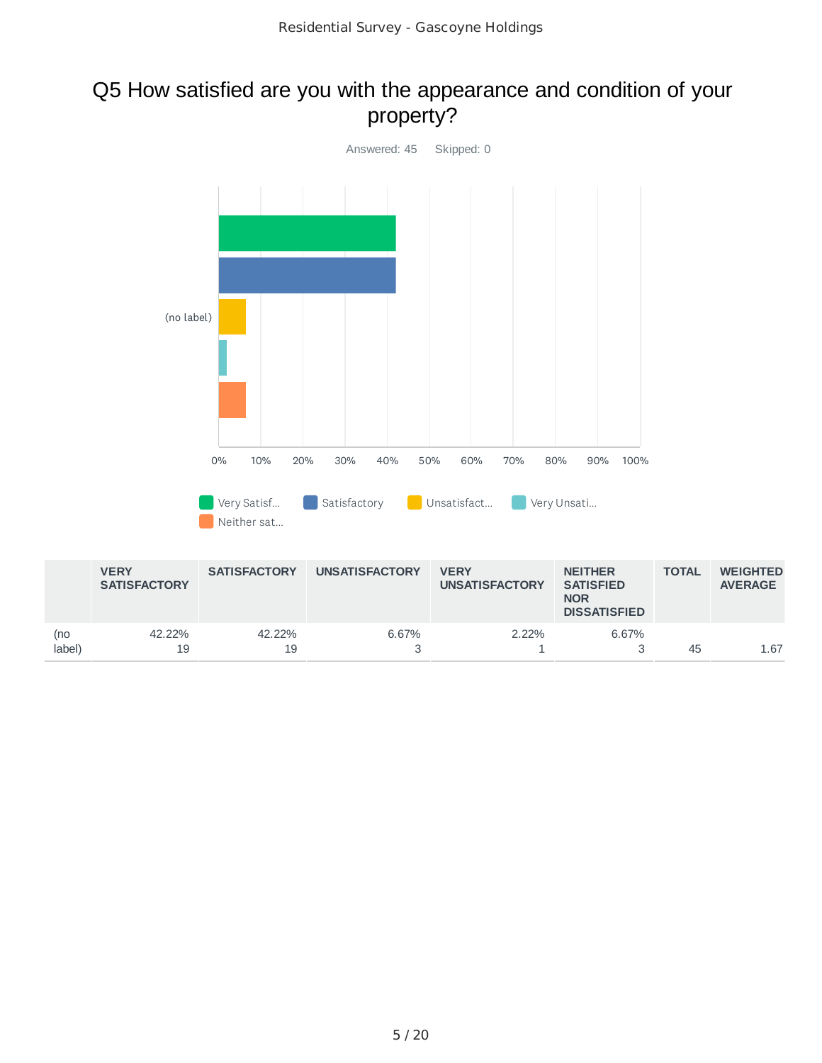# Q5 How satisfied are you with the appearance and condition of your property?

Answered: 45    Skipped: 0

| | VERY SATISFACTORY | SATISFACTORY | UNSATISFACTORY | VERY UNSATISFACTORY | NEITHER SATISFIED NOR DISSATISFIED | TOTAL | WEIGHTED AVERAGE |
|---|---|---|---|---|---|---|---|
| (no label) | 42.22%<br>19 | 42.22%<br>19 | 6.67%<br>3 | 2.22%<br>1 | 6.67%<br>3 | 45 | 1.67 |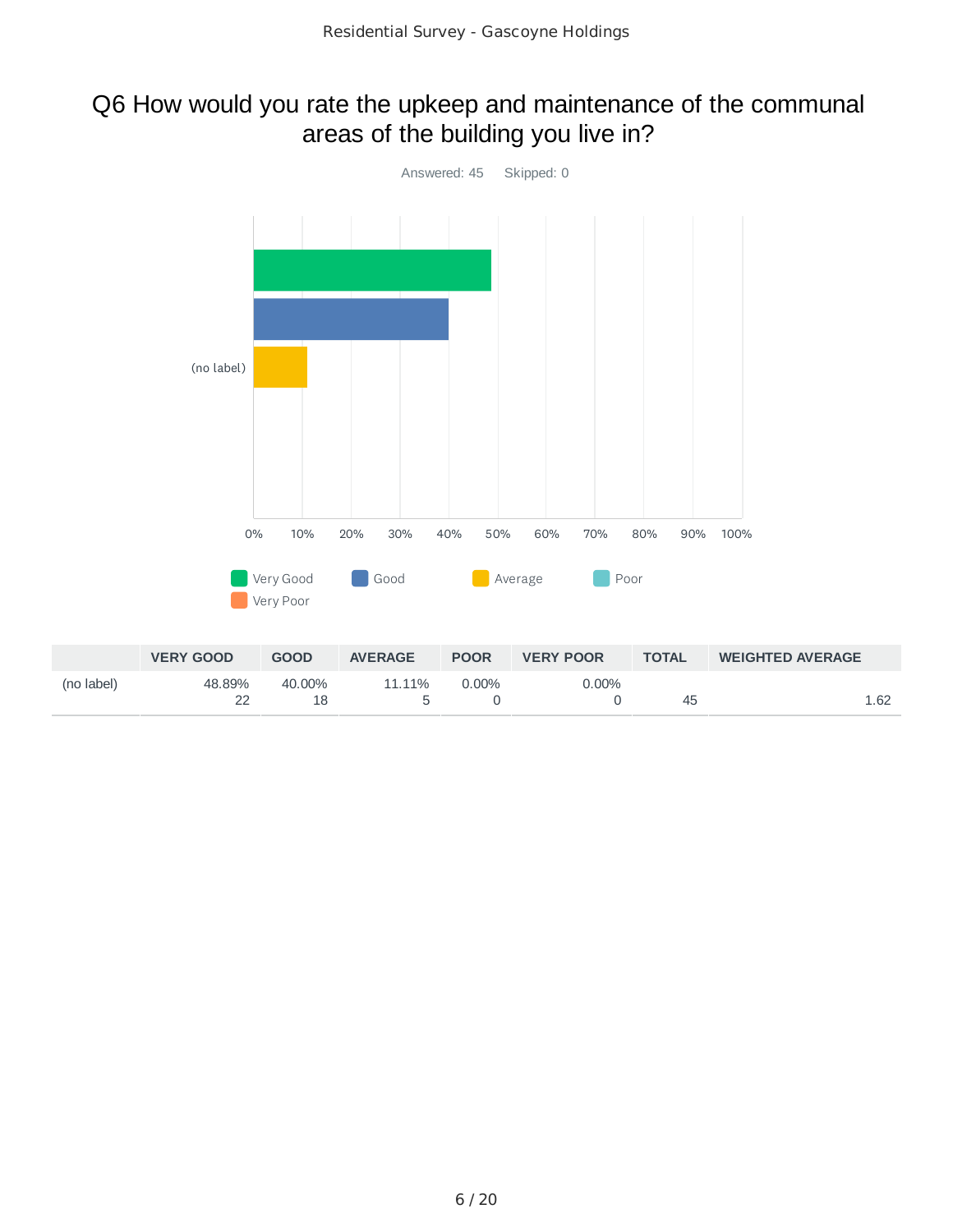# Q6 How would you rate the upkeep and maintenance of the communal areas of the building you live in?

Answered: 45    Skipped: 0

|  | VERY GOOD | GOOD | AVERAGE | POOR | VERY POOR | TOTAL | WEIGHTED AVERAGE |
|---|---|---|---|---|---|---|---|
| (no label) | 48.89%<br>22 | 40.00%<br>18 | 11.11%<br>5 | 0.00%<br>0 | 0.00%<br>0 | 45 | 1.62 |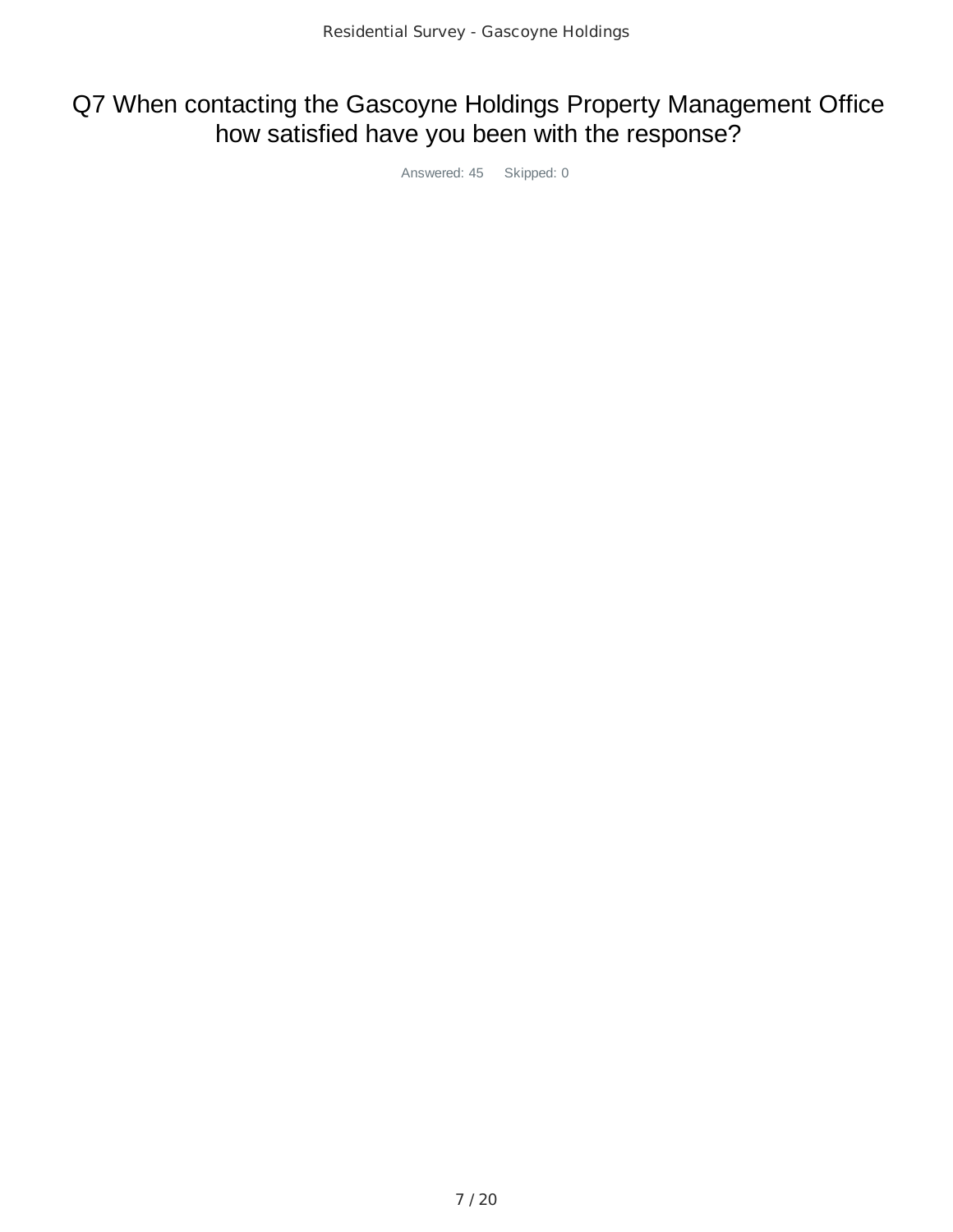# Q7 When contacting the Gascoyne Holdings Property Management Office how satisfied have you been with the response?

Answered: 45 Skipped: 0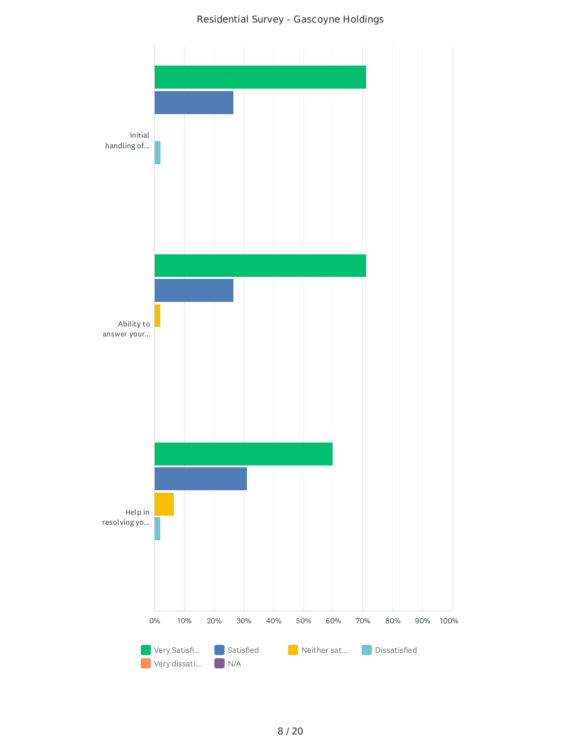Residential Survey - Gascoyne Holdings

Initial handling of...

Ability to answer your...

Help in resolving yo...

0% 10% 20% 30% 40% 50% 60% 70% 80% 90% 100%

Very Satisfi... Satisfied Neither sat... Dissatisfied Very dissati... N/A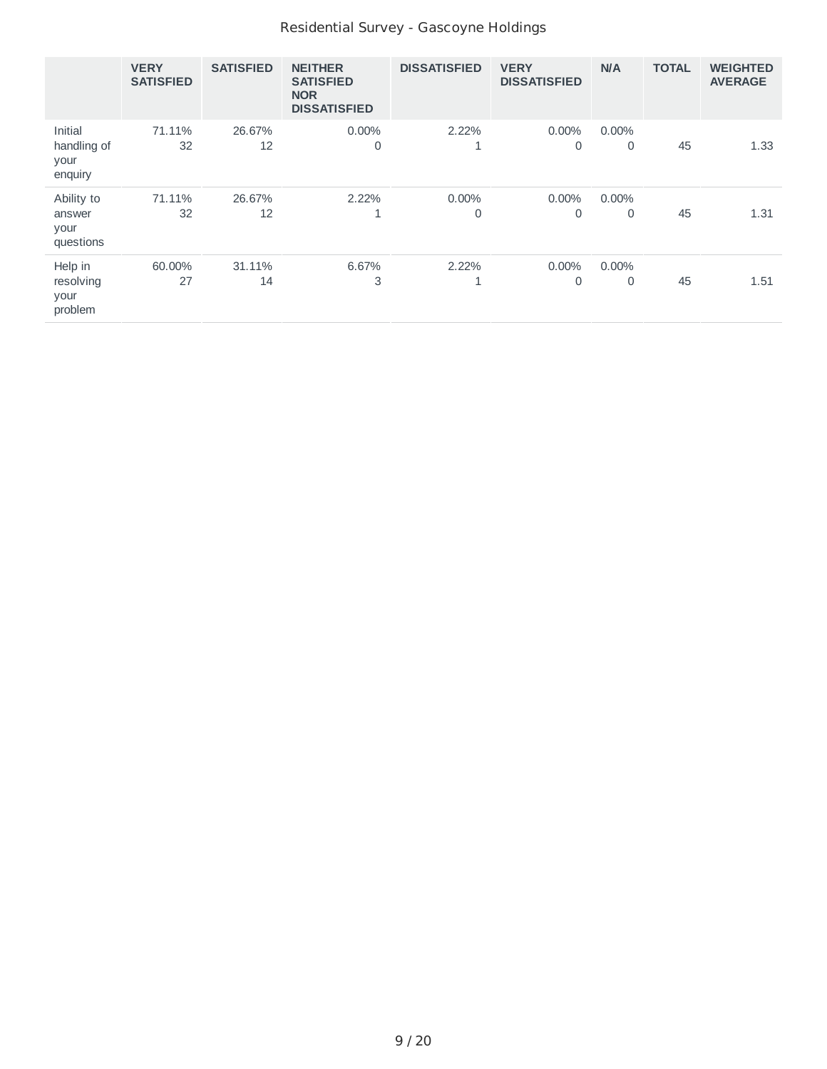| | VERY SATISFIED | SATISFIED | NEITHER SATISFIED NOR DISSATISFIED | DISSATISFIED | VERY DISSATISFIED | N/A | TOTAL | WEIGHTED AVERAGE |
|---|---|---|---|---|---|---|---|---|
| Initial handling of your enquiry | 71.11%<br>32 | 26.67%<br>12 | 0.00%<br>0 | 2.22%<br>1 | 0.00%<br>0 | 0.00%<br>0 | 45 | 1.33 |
| Ability to answer your questions | 71.11%<br>32 | 26.67%<br>12 | 2.22%<br>1 | 0.00%<br>0 | 0.00%<br>0 | 0.00%<br>0 | 45 | 1.31 |
| Help in resolving your problem | 60.00%<br>27 | 31.11%<br>14 | 6.67%<br>3 | 2.22%<br>1 | 0.00%<br>0 | 0.00%<br>0 | 45 | 1.51 |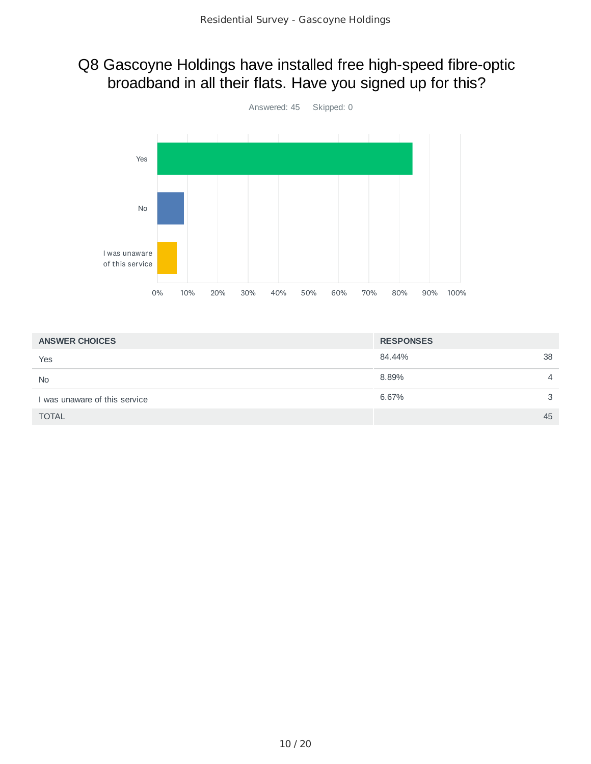# Q8 Gascoyne Holdings have installed free high-speed fibre-optic broadband in all their flats. Have you signed up for this?

Answered: 45 Skipped: 0

| ANSWER CHOICES | RESPONSES | |
|---|---|---|
| Yes | 84.44% | 38 |
| No | 8.89% | 4 |
| I was unaware of this service | 6.67% | 3 |
| TOTAL | | 45 |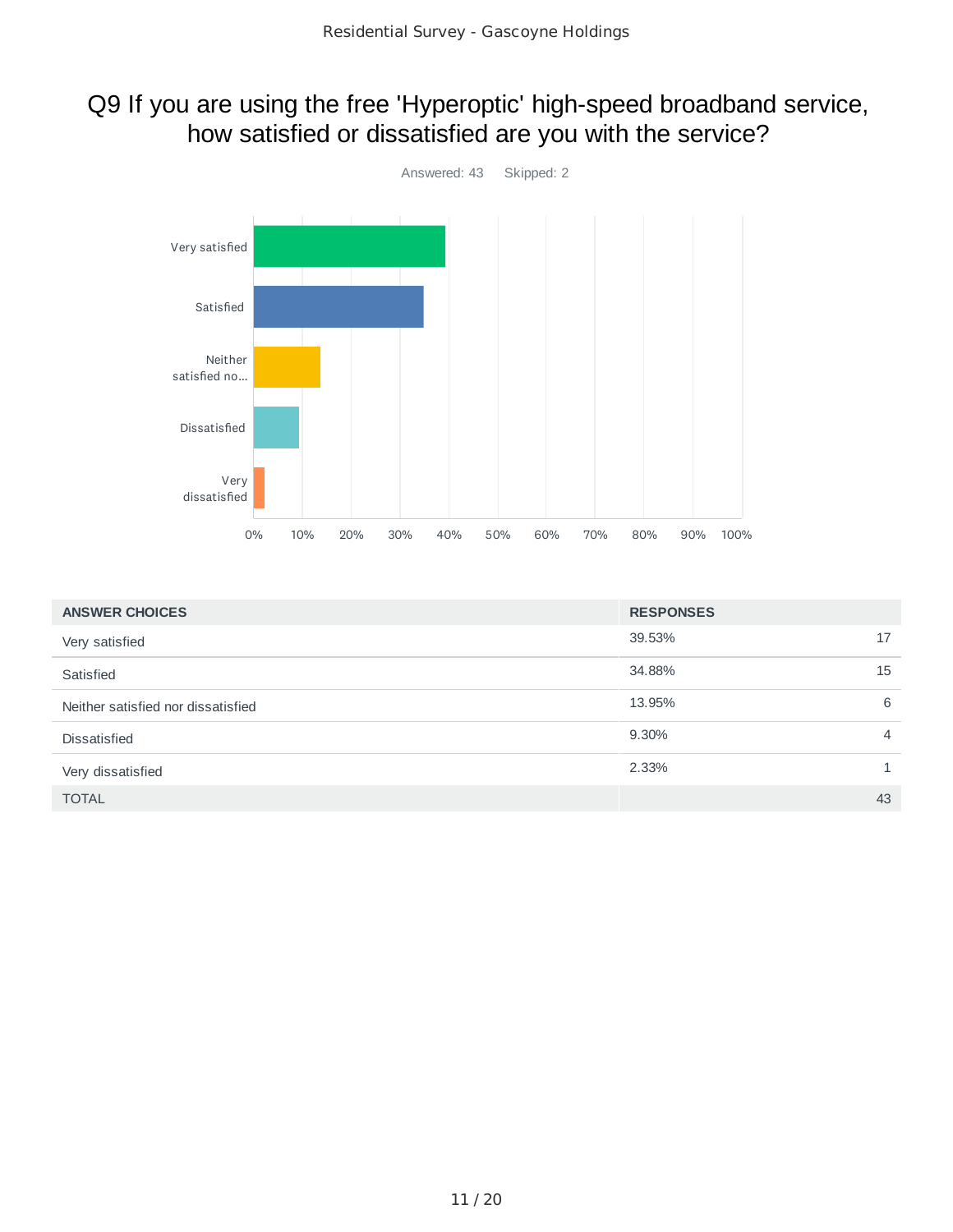# Q9 If you are using the free 'Hyperoptic' high-speed broadband service, how satisfied or dissatisfied are you with the service?

Answered: 43 Skipped: 2

| ANSWER CHOICES | RESPONSES | |
|---|---|---|
| Very satisfied | 39.53% | 17 |
| Satisfied | 34.88% | 15 |
| Neither satisfied nor dissatisfied | 13.95% | 6 |
| Dissatisfied | 9.30% | 4 |
| Very dissatisfied | 2.33% | 1 |
| TOTAL | | 43 |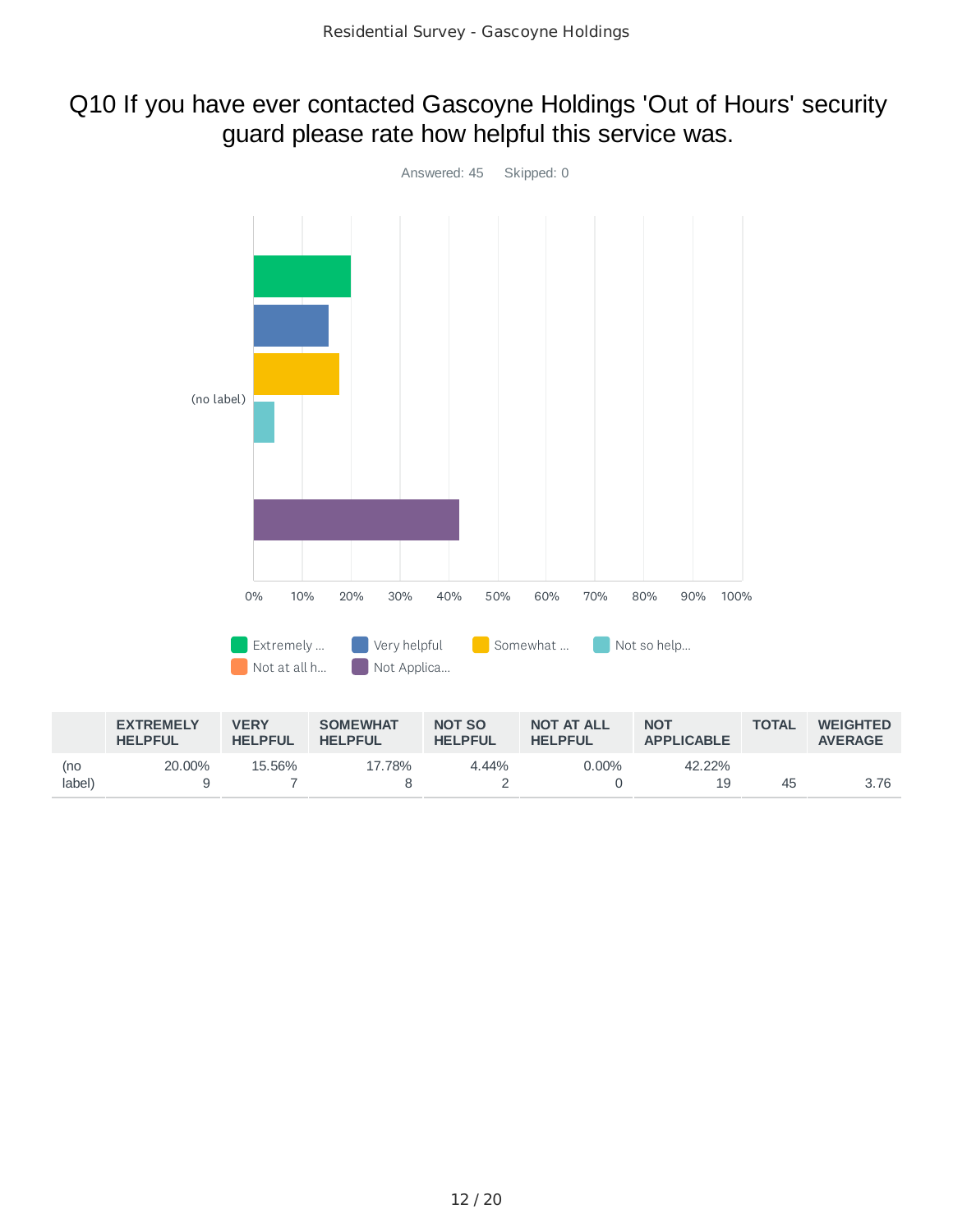# Q10 If you have ever contacted Gascoyne Holdings 'Out of Hours' security guard please rate how helpful this service was.

Answered: 45 Skipped: 0

| | EXTREMELY HELPFUL | VERY HELPFUL | SOMEWHAT HELPFUL | NOT SO HELPFUL | NOT AT ALL HELPFUL | NOT APPLICABLE | TOTAL | WEIGHTED AVERAGE |
|---|---|---|---|---|---|---|---|---|
| (no label) | 20.00% 9 | 15.56% 7 | 17.78% 8 | 4.44% 2 | 0.00% 0 | 42.22% 19 | 45 | 3.76 |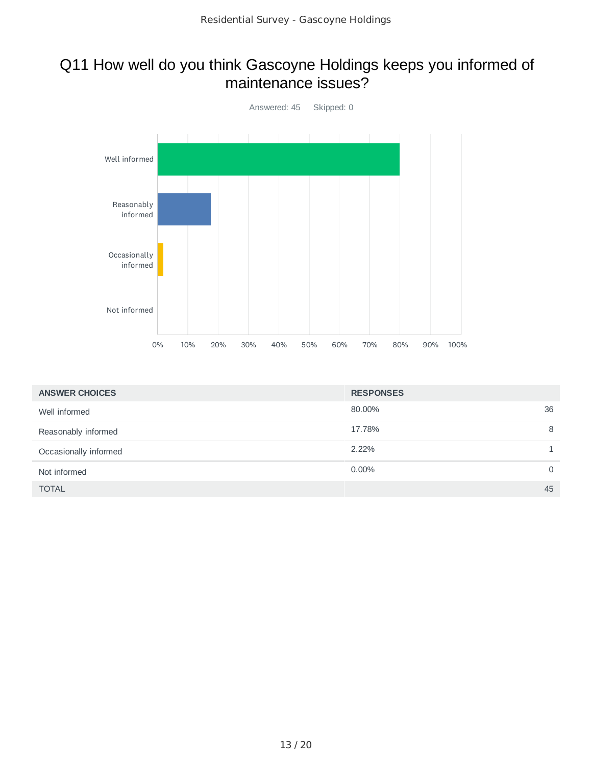# Q11 How well do you think Gascoyne Holdings keeps you informed of maintenance issues?

Answered: 45 Skipped: 0

| ANSWER CHOICES | RESPONSES | |
|---|---|---|
| Well informed | 80.00% | 36 |
| Reasonably informed | 17.78% | 8 |
| Occasionally informed | 2.22% | 1 |
| Not informed | 0.00% | 0 |
| TOTAL | | 45 |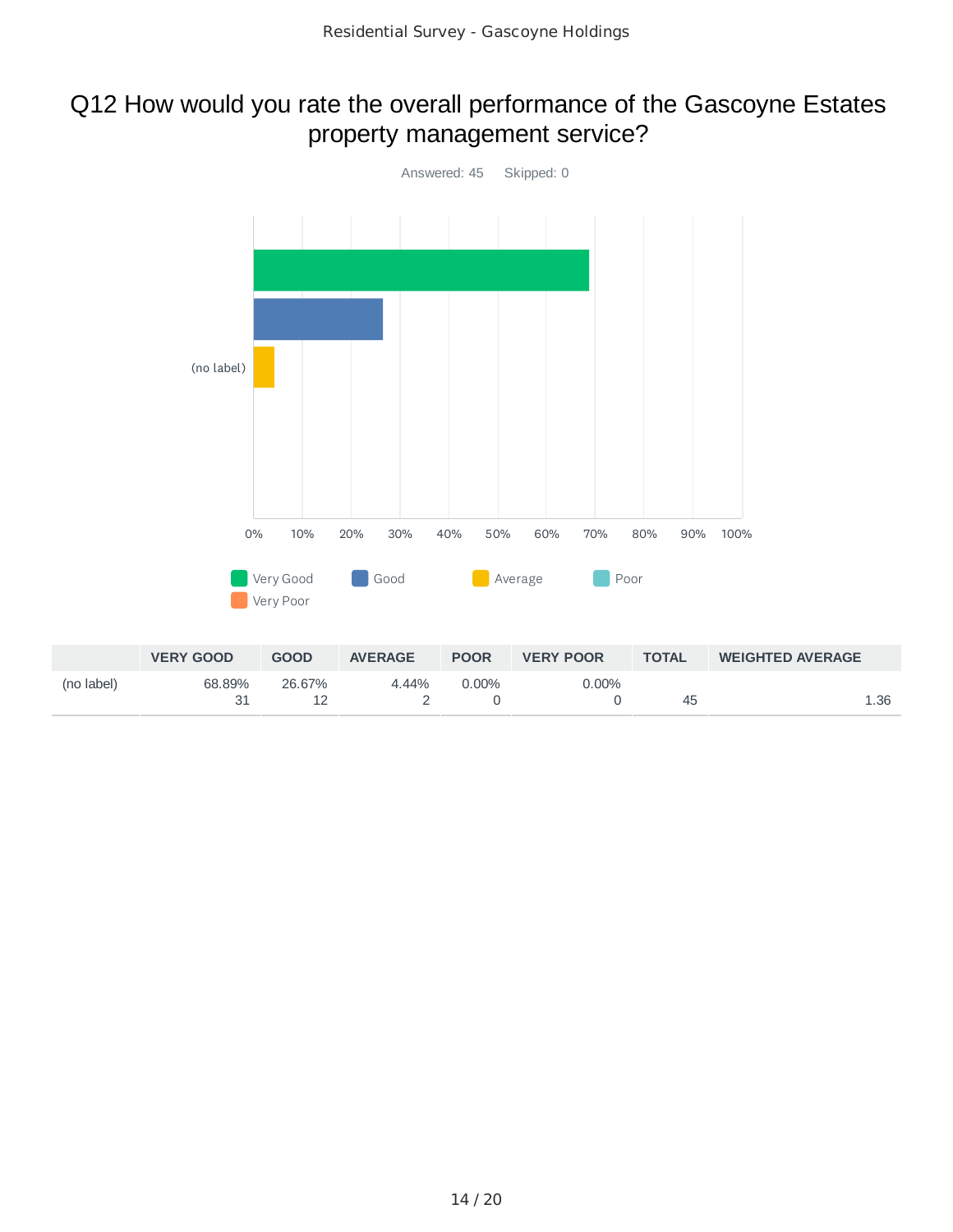# Q12 How would you rate the overall performance of the Gascoyne Estates property management service?

Answered: 45 Skipped: 0

|  | VERY GOOD | GOOD | AVERAGE | POOR | VERY POOR | TOTAL | WEIGHTED AVERAGE |
|---|---|---|---|---|---|---|---|
| (no label) | 68.89% 31 | 26.67% 12 | 4.44% 2 | 0.00% 0 | 0.00% 0 | 45 | 1.36 |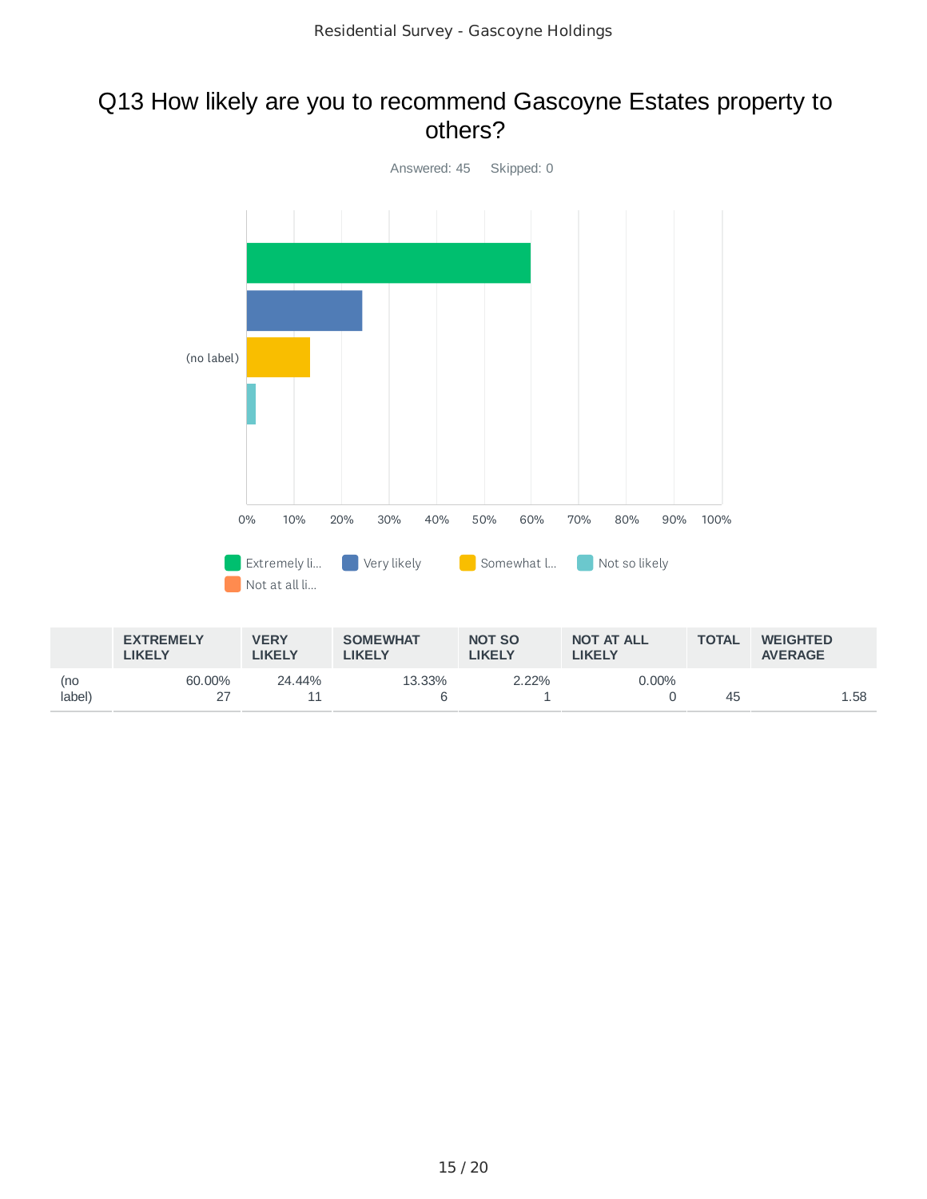# Q13 How likely are you to recommend Gascoyne Estates property to others?

Answered: 45 Skipped: 0

(no label)

0% 10% 20% 30% 40% 50% 60% 70% 80% 90% 100%

Extremely li... Very likely Somewhat l... Not so likely Not at all li...

| | EXTREMELY LIKELY | VERY LIKELY | SOMEWHAT LIKELY | NOT SO LIKELY | NOT AT ALL LIKELY | TOTAL | WEIGHTED AVERAGE |
|---|---|---|---|---|---|---|---|
| (no label) | 60.00%<br>27 | 24.44%<br>11 | 13.33%<br>6 | 2.22%<br>1 | 0.00%<br>0 | 45 | 1.58 |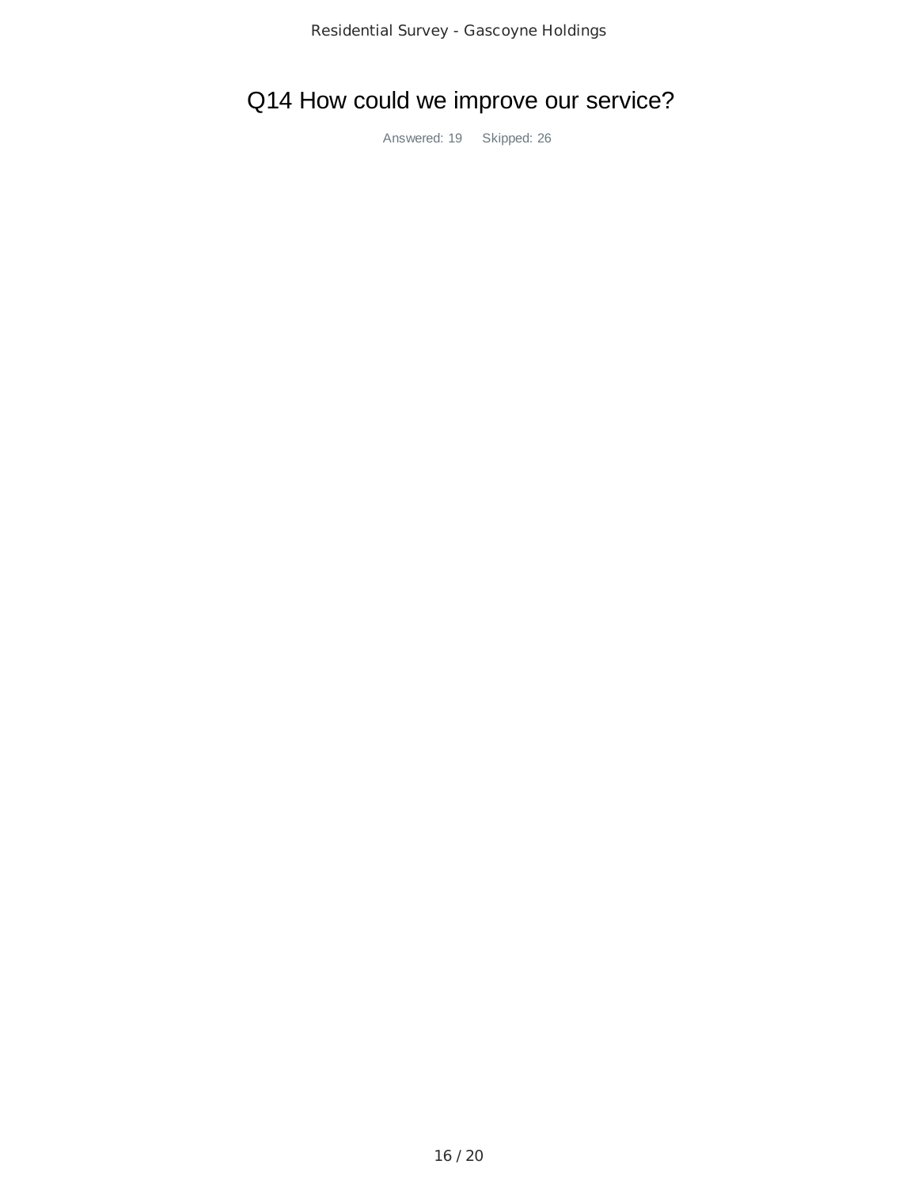# Q14 How could we improve our service?

Answered: 19    Skipped: 26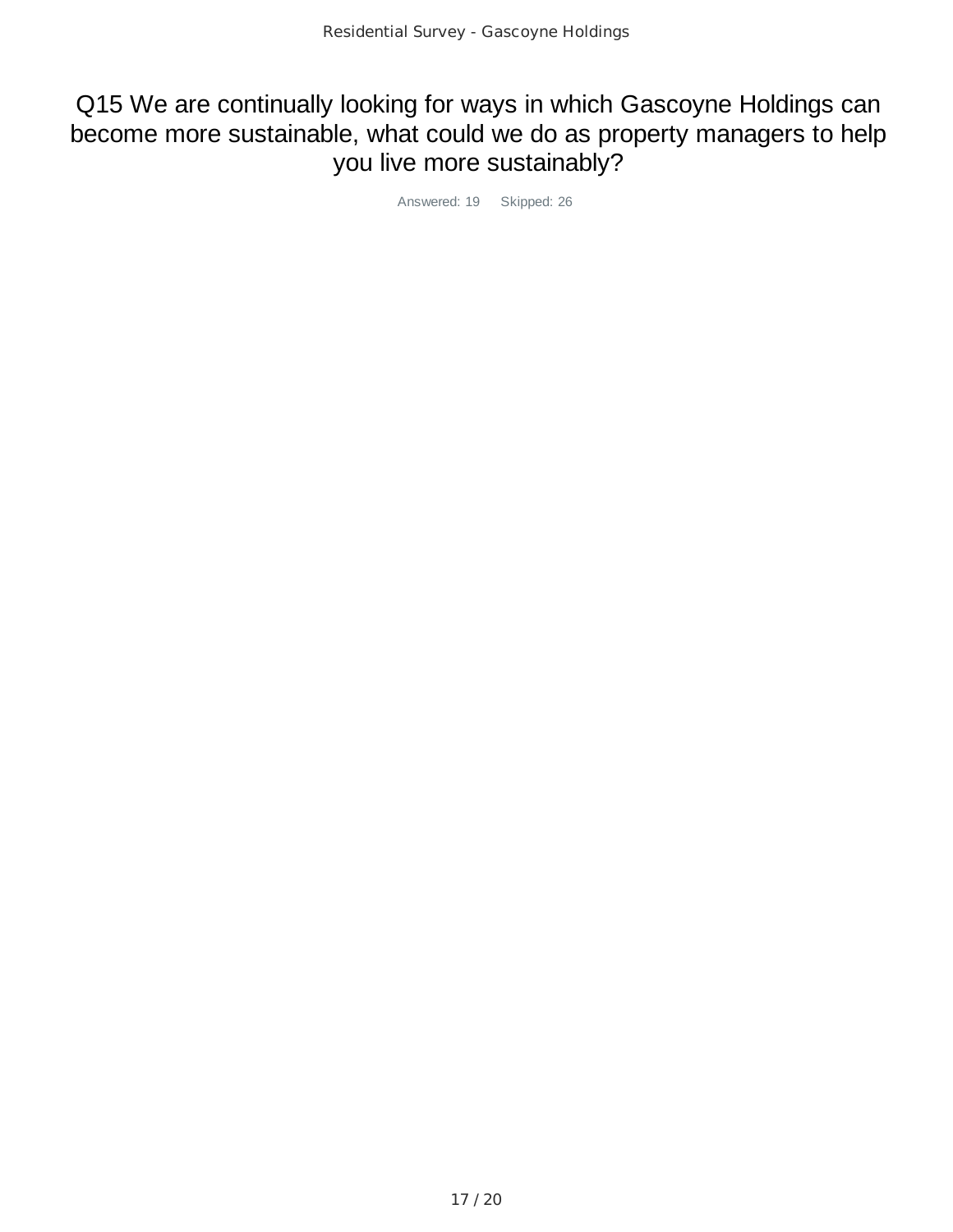## Q15 We are continually looking for ways in which Gascoyne Holdings can become more sustainable, what could we do as property managers to help you live more sustainably?

Answered: 19    Skipped: 26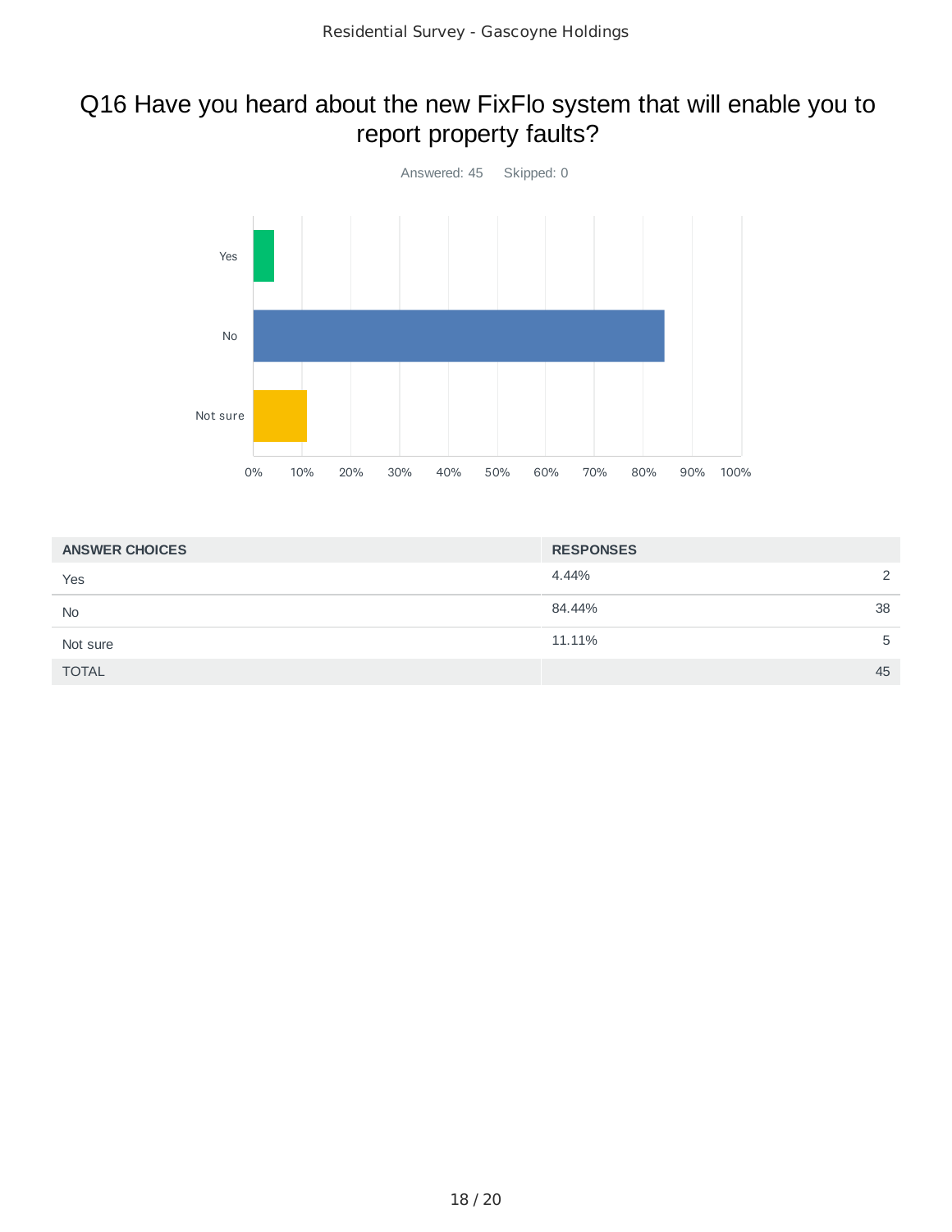# Q16 Have you heard about the new FixFlo system that will enable you to report property faults?

Answered: 45 Skipped: 0

| ANSWER CHOICES | RESPONSES | |
|---|---|---|
| Yes | 4.44% | 2 |
| No | 84.44% | 38 |
| Not sure | 11.11% | 5 |
| TOTAL | | 45 |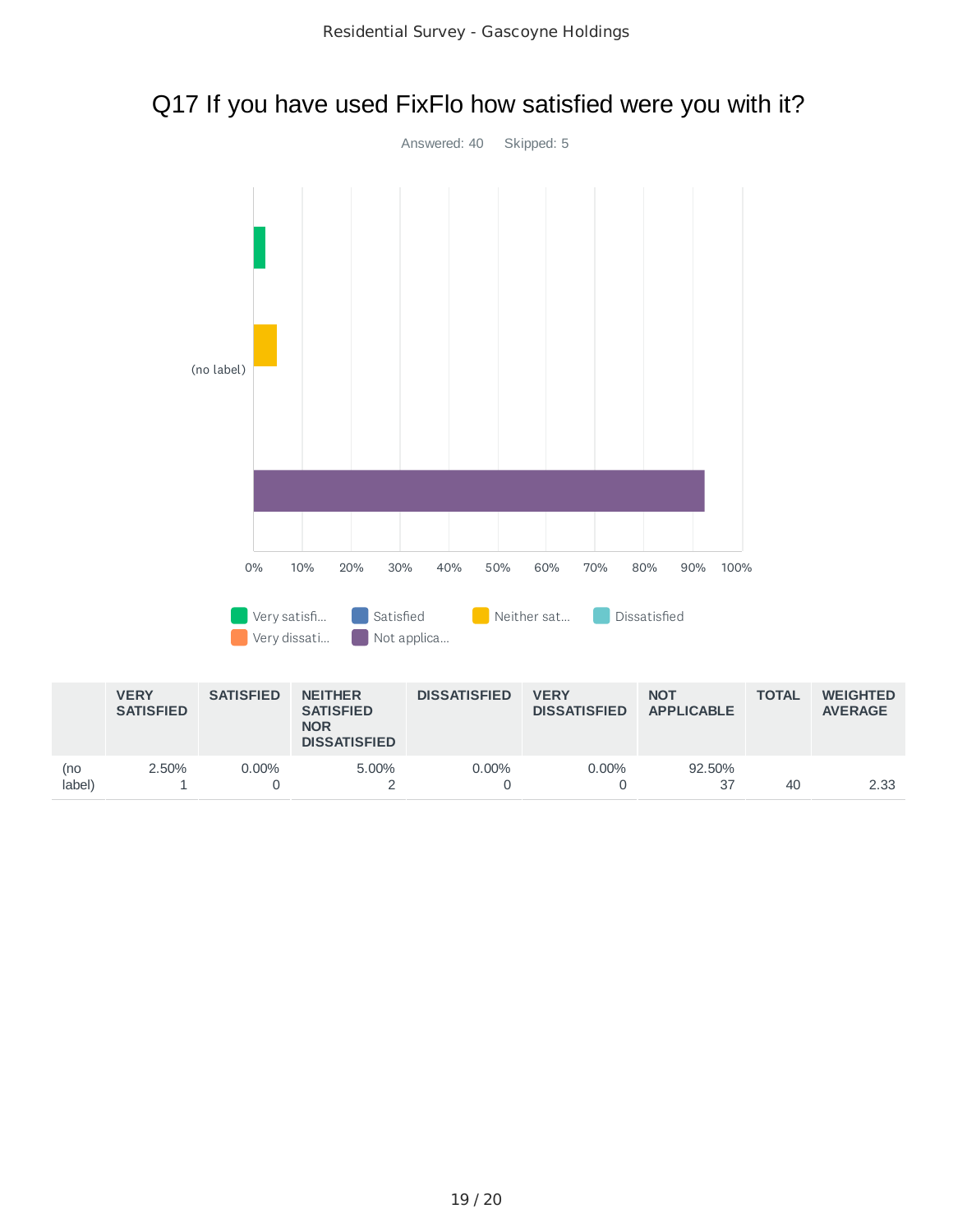## Q17 If you have used FixFlo how satisfied were you with it?

Answered: 40    Skipped: 5

(no label)

0% 10% 20% 30% 40% 50% 60% 70% 80% 90% 100%

Very satisfi... Satisfied Neither sat... Dissatisfied Very dissati... Not applica...

| | VERY SATISFIED | SATISFIED | NEITHER SATISFIED NOR DISSATISFIED | DISSATISFIED | VERY DISSATISFIED | NOT APPLICABLE | TOTAL | WEIGHTED AVERAGE |
|---|---|---|---|---|---|---|---|---|
| (no label) | 2.50%<br>1 | 0.00%<br>0 | 5.00%<br>2 | 0.00%<br>0 | 0.00%<br>0 | 92.50%<br>37 | 40 | 2.33 |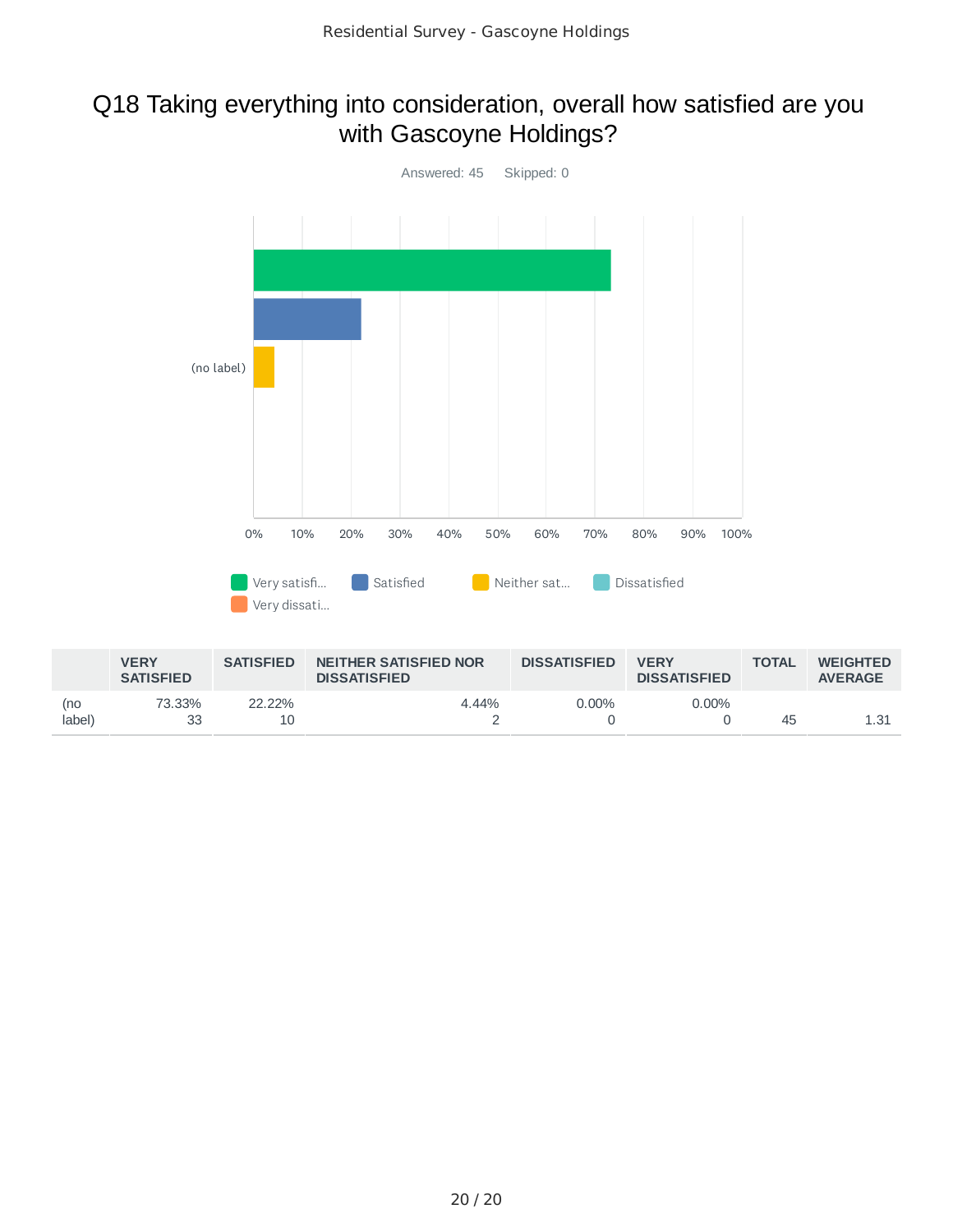# Q18 Taking everything into consideration, overall how satisfied are you with Gascoyne Holdings?

Answered: 45 Skipped: 0

(no label)

0% 10% 20% 30% 40% 50% 60% 70% 80% 90% 100%

Very satisfi... Satisfied Neither sat... Dissatisfied Very dissati...

| | VERY SATISFIED | SATISFIED | NEITHER SATISFIED NOR DISSATISFIED | DISSATISFIED | VERY DISSATISFIED | TOTAL | WEIGHTED AVERAGE |
|---|---|---|---|---|---|---|---|
| (no label) | 73.33% 33 | 22.22% 10 | 4.44% 2 | 0.00% 0 | 0.00% 0 | 45 | 1.31 |